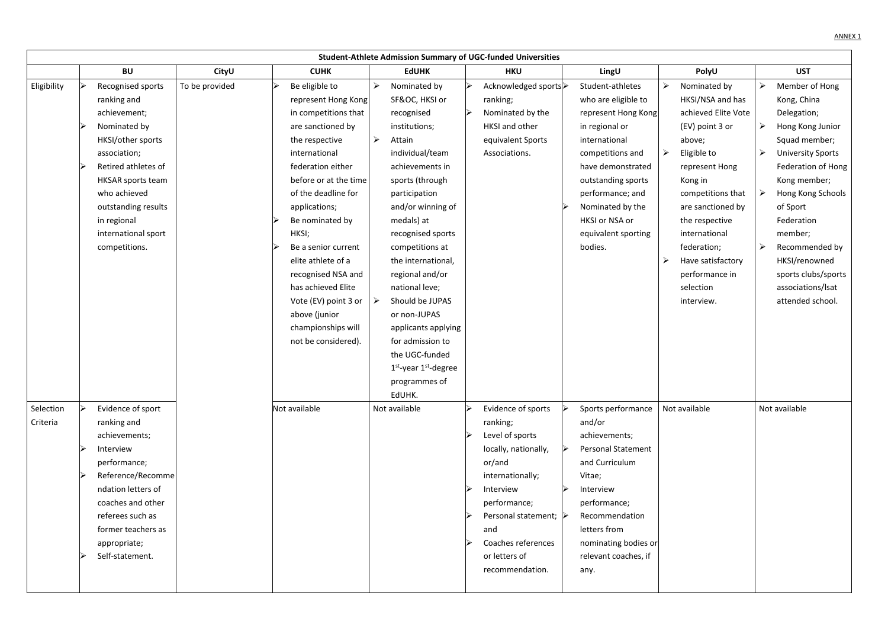ANNEX 1

| Student-Athlete Admission Summary of UGC-funded Universities | | | | | | | | |
|---|---|---|---|---|---|---|---|---|
| | **BU** | **CityU** | **CUHK** | **EdUHK** | **HKU** | **LingU** | **PolyU** | **UST** |
| Eligibility | ➢ Recognised sports ranking and achievement;<br>➢ Nominated by HKSI/other sports association;<br>➢ Retired athletes of HKSAR sports team who achieved outstanding results in regional international sport competitions. | To be provided | ➢ Be eligible to represent Hong Kong in competitions that are sanctioned by the respective international federation either before or at the time of the deadline for applications;<br>➢ Be nominated by HKSI;<br>➢ Be a senior current elite athlete of a recognised NSA and has achieved Elite Vote (EV) point 3 or above (junior championships will not be considered). | ➢ Nominated by SF&OC, HKSI or recognised institutions;<br>➢ Attain individual/team achievements in sports (through participation and/or winning of medals) at recognised sports competitions at the international, regional and/or national leve;<br>➢ Should be JUPAS or non-JUPAS applicants applying for admission to the UGC-funded 1st-year 1st-degree programmes of EdUHK. | ➢ Acknowledged sports ranking;<br>➢ Nominated by the HKSI and other equivalent Sports Associations. | ➢ Student-athletes who are eligible to represent Hong Kong in regional or international competitions and have demonstrated outstanding sports performance; and<br>➢ Nominated by the HKSI or NSA or equivalent sporting bodies. | ➢ Nominated by HKSI/NSA and has achieved Elite Vote (EV) point 3 or above;<br>➢ Eligible to represent Hong Kong in competitions that are sanctioned by the respective international federation;<br>➢ Have satisfactory performance in selection interview. | ➢ Member of Hong Kong, China Delegation;<br>➢ Hong Kong Junior Squad member;<br>➢ University Sports Federation of Hong Kong member;<br>➢ Hong Kong Schools of Sport Federation member;<br>➢ Recommended by HKSI/renowned sports clubs/sports associations/lsat attended school. |
| Selection Criteria | ➢ Evidence of sport ranking and achievements;<br>➢ Interview performance;<br>➢ Reference/Recommendation letters of coaches and other referees such as former teachers as appropriate;<br>➢ Self-statement. | | Not available | Not available | ➢ Evidence of sports ranking;<br>➢ Level of sports locally, nationally, or/and internationally;<br>➢ Interview performance;<br>➢ Personal statement; and<br>➢ Coaches references or letters of recommendation. | ➢ Sports performance and/or achievements;<br>➢ Personal Statement and Curriculum Vitae;<br>➢ Interview performance;<br>➢ Recommendation letters from nominating bodies or relevant coaches, if any. | Not available | Not available |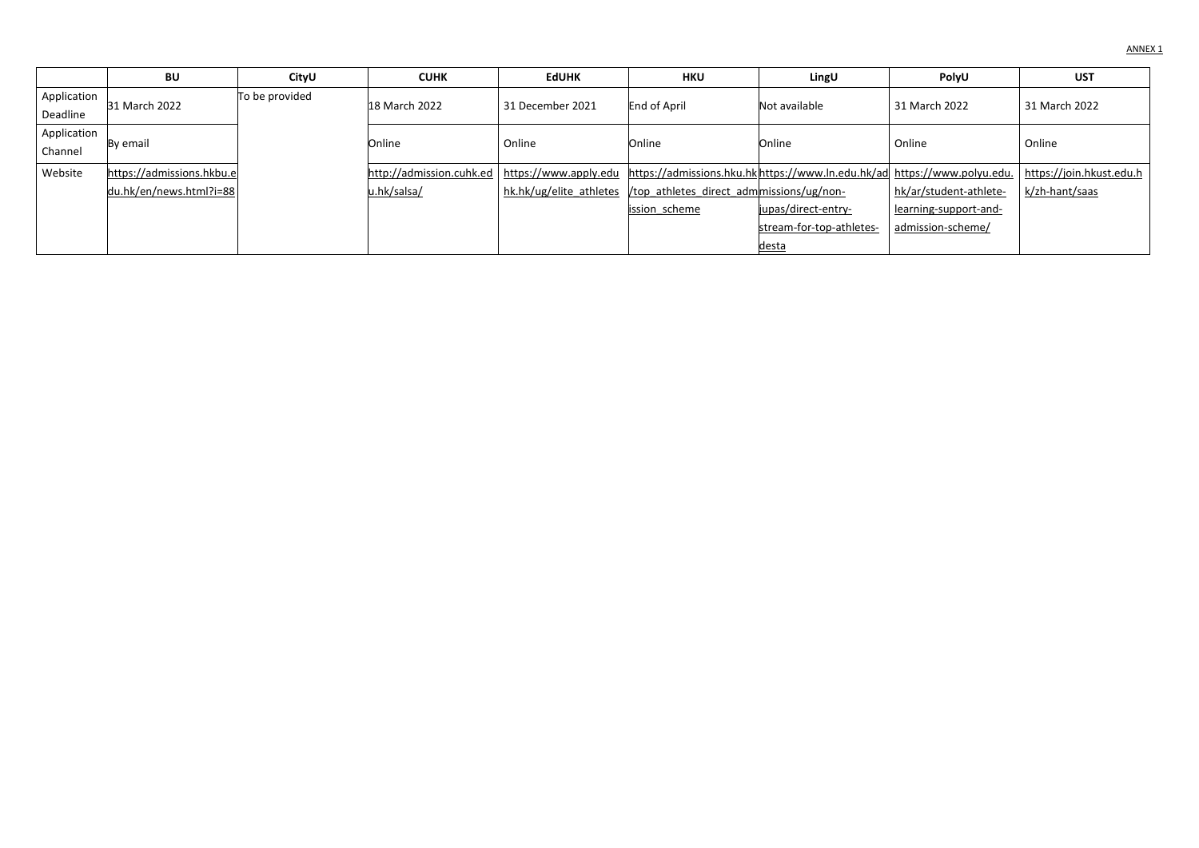ANNEX 1

| | BU | CityU | CUHK | EdUHK | HKU | LingU | PolyU | UST |
|---|---|---|---|---|---|---|---|---|
| Application Deadline | 31 March 2022 | To be provided | 18 March 2022 | 31 December 2021 | End of April | Not available | 31 March 2022 | 31 March 2022 |
| Application Channel | By email | | Online | Online | Online | Online | Online | Online |
| Website | https://admissions.hkbu.edu.hk/en/news.html?i=88 | | http://admission.cuhk.edu.hk/salsa/ | https://www.apply.eduhk.hk/ug/elite_athletes | https://admissions.hku.hk/top_athletes_direct_admission_scheme | https://www.ln.edu.hk/admissions/ug/non-jupas/direct-entry-stream-for-top-athletes-desta | https://www.polyu.edu.hk/ar/student-athlete-learning-support-and-admission-scheme/ | https://join.hkust.edu.hk/zh-hant/saas |